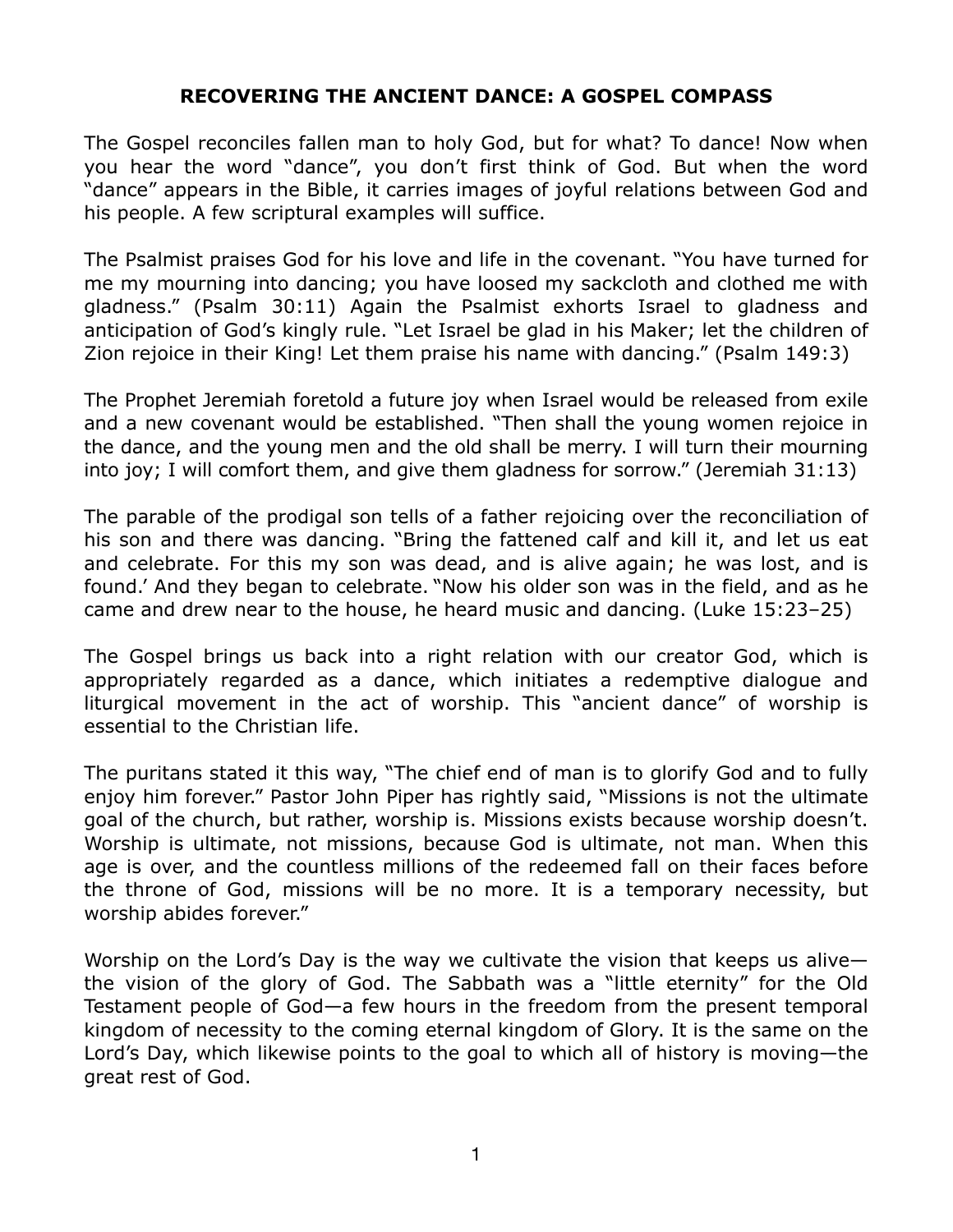# RECOVERING THE ANCIENT DANCE: A GOSPEL COMPASS

The Gospel reconciles fallen man to holy God, but for what? To dance! Now when you hear the word "dance", you don't first think of God. But when the word "dance" appears in the Bible, it carries images of joyful relations between God and his people. A few scriptural examples will suffice.

The Psalmist praises God for his love and life in the covenant. "You have turned for me my mourning into dancing; you have loosed my sackcloth and clothed me with gladness." (Psalm 30:11) Again the Psalmist exhorts Israel to gladness and anticipation of God's kingly rule. "Let Israel be glad in his Maker; let the children of Zion rejoice in their King! Let them praise his name with dancing." (Psalm 149:3)

The Prophet Jeremiah foretold a future joy when Israel would be released from exile and a new covenant would be established. "Then shall the young women rejoice in the dance, and the young men and the old shall be merry. I will turn their mourning into joy; I will comfort them, and give them gladness for sorrow." (Jeremiah 31:13)

The parable of the prodigal son tells of a father rejoicing over the reconciliation of his son and there was dancing. "Bring the fattened calf and kill it, and let us eat and celebrate. For this my son was dead, and is alive again; he was lost, and is found.' And they began to celebrate. "Now his older son was in the field, and as he came and drew near to the house, he heard music and dancing. (Luke 15:23–25)

The Gospel brings us back into a right relation with our creator God, which is appropriately regarded as a dance, which initiates a redemptive dialogue and liturgical movement in the act of worship. This "ancient dance" of worship is essential to the Christian life.

The puritans stated it this way, "The chief end of man is to glorify God and to fully enjoy him forever." Pastor John Piper has rightly said, "Missions is not the ultimate goal of the church, but rather, worship is. Missions exists because worship doesn't. Worship is ultimate, not missions, because God is ultimate, not man. When this age is over, and the countless millions of the redeemed fall on their faces before the throne of God, missions will be no more. It is a temporary necessity, but worship abides forever."

Worship on the Lord's Day is the way we cultivate the vision that keeps us alive—the vision of the glory of God. The Sabbath was a "little eternity" for the Old Testament people of God—a few hours in the freedom from the present temporal kingdom of necessity to the coming eternal kingdom of Glory. It is the same on the Lord's Day, which likewise points to the goal to which all of history is moving—the great rest of God.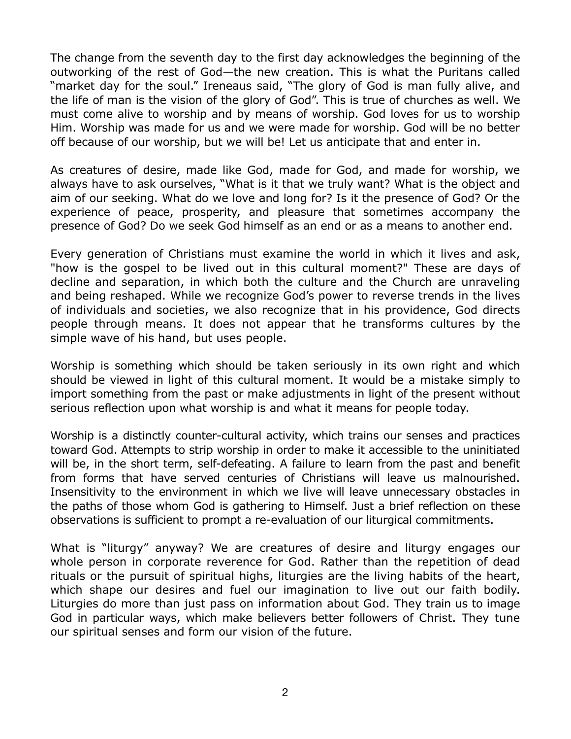The change from the seventh day to the first day acknowledges the beginning of the outworking of the rest of God—the new creation. This is what the Puritans called "market day for the soul." Ireneaus said, "The glory of God is man fully alive, and the life of man is the vision of the glory of God". This is true of churches as well. We must come alive to worship and by means of worship. God loves for us to worship Him. Worship was made for us and we were made for worship. God will be no better off because of our worship, but we will be! Let us anticipate that and enter in.

As creatures of desire, made like God, made for God, and made for worship, we always have to ask ourselves, "What is it that we truly want? What is the object and aim of our seeking. What do we love and long for? Is it the presence of God? Or the experience of peace, prosperity, and pleasure that sometimes accompany the presence of God? Do we seek God himself as an end or as a means to another end.

Every generation of Christians must examine the world in which it lives and ask, "how is the gospel to be lived out in this cultural moment?" These are days of decline and separation, in which both the culture and the Church are unraveling and being reshaped. While we recognize God's power to reverse trends in the lives of individuals and societies, we also recognize that in his providence, God directs people through means. It does not appear that he transforms cultures by the simple wave of his hand, but uses people.

Worship is something which should be taken seriously in its own right and which should be viewed in light of this cultural moment. It would be a mistake simply to import something from the past or make adjustments in light of the present without serious reflection upon what worship is and what it means for people today.

Worship is a distinctly counter-cultural activity, which trains our senses and practices toward God. Attempts to strip worship in order to make it accessible to the uninitiated will be, in the short term, self-defeating. A failure to learn from the past and benefit from forms that have served centuries of Christians will leave us malnourished. Insensitivity to the environment in which we live will leave unnecessary obstacles in the paths of those whom God is gathering to Himself. Just a brief reflection on these observations is sufficient to prompt a re-evaluation of our liturgical commitments.

What is "liturgy" anyway? We are creatures of desire and liturgy engages our whole person in corporate reverence for God. Rather than the repetition of dead rituals or the pursuit of spiritual highs, liturgies are the living habits of the heart, which shape our desires and fuel our imagination to live out our faith bodily. Liturgies do more than just pass on information about God. They train us to image God in particular ways, which make believers better followers of Christ. They tune our spiritual senses and form our vision of the future.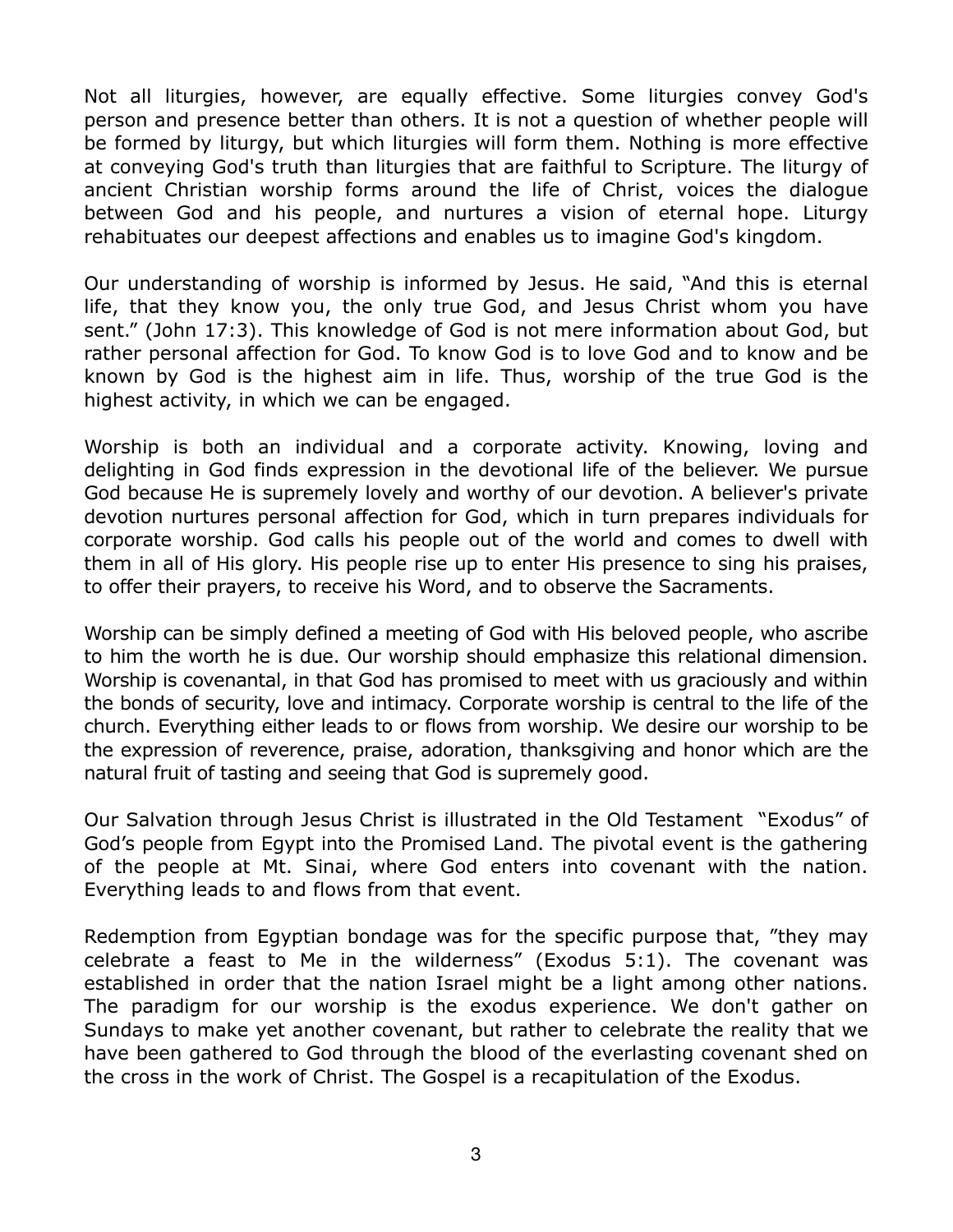Not all liturgies, however, are equally effective. Some liturgies convey God's person and presence better than others. It is not a question of whether people will be formed by liturgy, but which liturgies will form them. Nothing is more effective at conveying God's truth than liturgies that are faithful to Scripture. The liturgy of ancient Christian worship forms around the life of Christ, voices the dialogue between God and his people, and nurtures a vision of eternal hope. Liturgy rehabituates our deepest affections and enables us to imagine God's kingdom.

Our understanding of worship is informed by Jesus. He said, "And this is eternal life, that they know you, the only true God, and Jesus Christ whom you have sent." (John 17:3). This knowledge of God is not mere information about God, but rather personal affection for God. To know God is to love God and to know and be known by God is the highest aim in life. Thus, worship of the true God is the highest activity, in which we can be engaged.

Worship is both an individual and a corporate activity. Knowing, loving and delighting in God finds expression in the devotional life of the believer. We pursue God because He is supremely lovely and worthy of our devotion. A believer's private devotion nurtures personal affection for God, which in turn prepares individuals for corporate worship. God calls his people out of the world and comes to dwell with them in all of His glory. His people rise up to enter His presence to sing his praises, to offer their prayers, to receive his Word, and to observe the Sacraments.

Worship can be simply defined a meeting of God with His beloved people, who ascribe to him the worth he is due. Our worship should emphasize this relational dimension. Worship is covenantal, in that God has promised to meet with us graciously and within the bonds of security, love and intimacy. Corporate worship is central to the life of the church. Everything either leads to or flows from worship. We desire our worship to be the expression of reverence, praise, adoration, thanksgiving and honor which are the natural fruit of tasting and seeing that God is supremely good.

Our Salvation through Jesus Christ is illustrated in the Old Testament "Exodus" of God's people from Egypt into the Promised Land. The pivotal event is the gathering of the people at Mt. Sinai, where God enters into covenant with the nation. Everything leads to and flows from that event.

Redemption from Egyptian bondage was for the specific purpose that, "they may celebrate a feast to Me in the wilderness" (Exodus 5:1). The covenant was established in order that the nation Israel might be a light among other nations. The paradigm for our worship is the exodus experience. We don't gather on Sundays to make yet another covenant, but rather to celebrate the reality that we have been gathered to God through the blood of the everlasting covenant shed on the cross in the work of Christ. The Gospel is a recapitulation of the Exodus.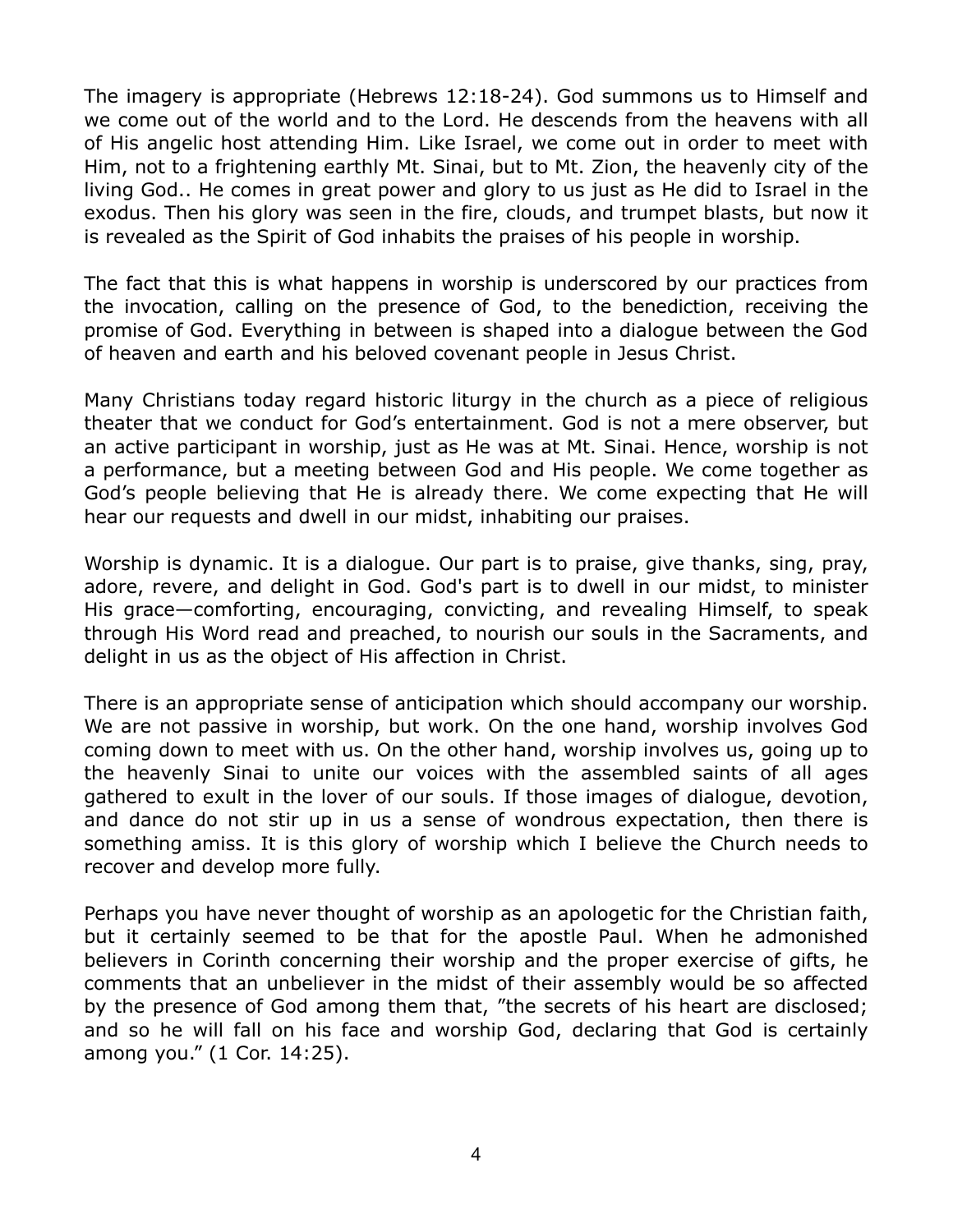The imagery is appropriate (Hebrews 12:18-24). God summons us to Himself and we come out of the world and to the Lord. He descends from the heavens with all of His angelic host attending Him. Like Israel, we come out in order to meet with Him, not to a frightening earthly Mt. Sinai, but to Mt. Zion, the heavenly city of the living God.. He comes in great power and glory to us just as He did to Israel in the exodus. Then his glory was seen in the fire, clouds, and trumpet blasts, but now it is revealed as the Spirit of God inhabits the praises of his people in worship.

The fact that this is what happens in worship is underscored by our practices from the invocation, calling on the presence of God, to the benediction, receiving the promise of God. Everything in between is shaped into a dialogue between the God of heaven and earth and his beloved covenant people in Jesus Christ.

Many Christians today regard historic liturgy in the church as a piece of religious theater that we conduct for God's entertainment. God is not a mere observer, but an active participant in worship, just as He was at Mt. Sinai. Hence, worship is not a performance, but a meeting between God and His people. We come together as God's people believing that He is already there. We come expecting that He will hear our requests and dwell in our midst, inhabiting our praises.

Worship is dynamic. It is a dialogue. Our part is to praise, give thanks, sing, pray, adore, revere, and delight in God. God's part is to dwell in our midst, to minister His grace—comforting, encouraging, convicting, and revealing Himself, to speak through His Word read and preached, to nourish our souls in the Sacraments, and delight in us as the object of His affection in Christ.

There is an appropriate sense of anticipation which should accompany our worship. We are not passive in worship, but work. On the one hand, worship involves God coming down to meet with us. On the other hand, worship involves us, going up to the heavenly Sinai to unite our voices with the assembled saints of all ages gathered to exult in the lover of our souls. If those images of dialogue, devotion, and dance do not stir up in us a sense of wondrous expectation, then there is something amiss. It is this glory of worship which I believe the Church needs to recover and develop more fully.

Perhaps you have never thought of worship as an apologetic for the Christian faith, but it certainly seemed to be that for the apostle Paul. When he admonished believers in Corinth concerning their worship and the proper exercise of gifts, he comments that an unbeliever in the midst of their assembly would be so affected by the presence of God among them that, "the secrets of his heart are disclosed; and so he will fall on his face and worship God, declaring that God is certainly among you." (1 Cor. 14:25).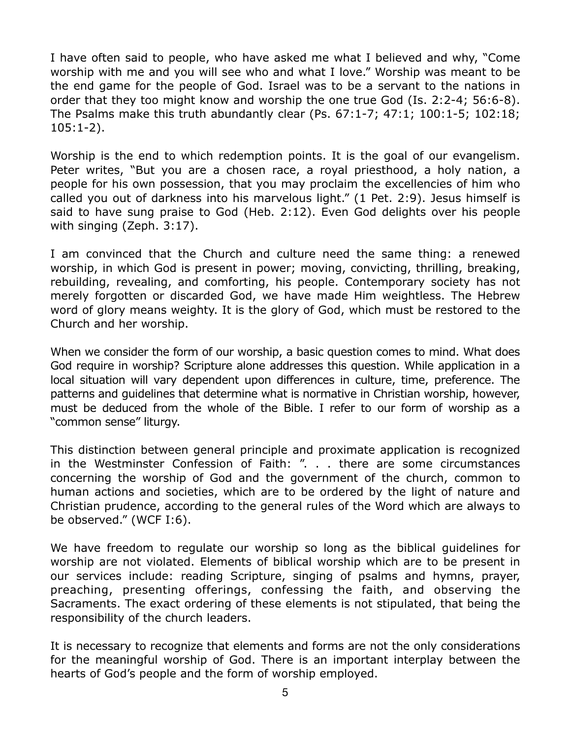I have often said to people, who have asked me what I believed and why, "Come worship with me and you will see who and what I love." Worship was meant to be the end game for the people of God. Israel was to be a servant to the nations in order that they too might know and worship the one true God (Is. 2:2-4; 56:6-8). The Psalms make this truth abundantly clear (Ps. 67:1-7; 47:1; 100:1-5; 102:18; 105:1-2).

Worship is the end to which redemption points. It is the goal of our evangelism. Peter writes, "But you are a chosen race, a royal priesthood, a holy nation, a people for his own possession, that you may proclaim the excellencies of him who called you out of darkness into his marvelous light." (1 Pet. 2:9). Jesus himself is said to have sung praise to God (Heb. 2:12). Even God delights over his people with singing (Zeph. 3:17).

I am convinced that the Church and culture need the same thing: a renewed worship, in which God is present in power; moving, convicting, thrilling, breaking, rebuilding, revealing, and comforting, his people. Contemporary society has not merely forgotten or discarded God, we have made Him weightless. The Hebrew word of glory means weighty. It is the glory of God, which must be restored to the Church and her worship.

When we consider the form of our worship, a basic question comes to mind. What does God require in worship? Scripture alone addresses this question. While application in a local situation will vary dependent upon differences in culture, time, preference. The patterns and guidelines that determine what is normative in Christian worship, however, must be deduced from the whole of the Bible. I refer to our form of worship as a "common sense" liturgy.

This distinction between general principle and proximate application is recognized in the Westminster Confession of Faith: ". . . there are some circumstances concerning the worship of God and the government of the church, common to human actions and societies, which are to be ordered by the light of nature and Christian prudence, according to the general rules of the Word which are always to be observed." (WCF I:6).

We have freedom to regulate our worship so long as the biblical guidelines for worship are not violated. Elements of biblical worship which are to be present in our services include: reading Scripture, singing of psalms and hymns, prayer, preaching, presenting offerings, confessing the faith, and observing the Sacraments. The exact ordering of these elements is not stipulated, that being the responsibility of the church leaders.

It is necessary to recognize that elements and forms are not the only considerations for the meaningful worship of God. There is an important interplay between the hearts of God's people and the form of worship employed.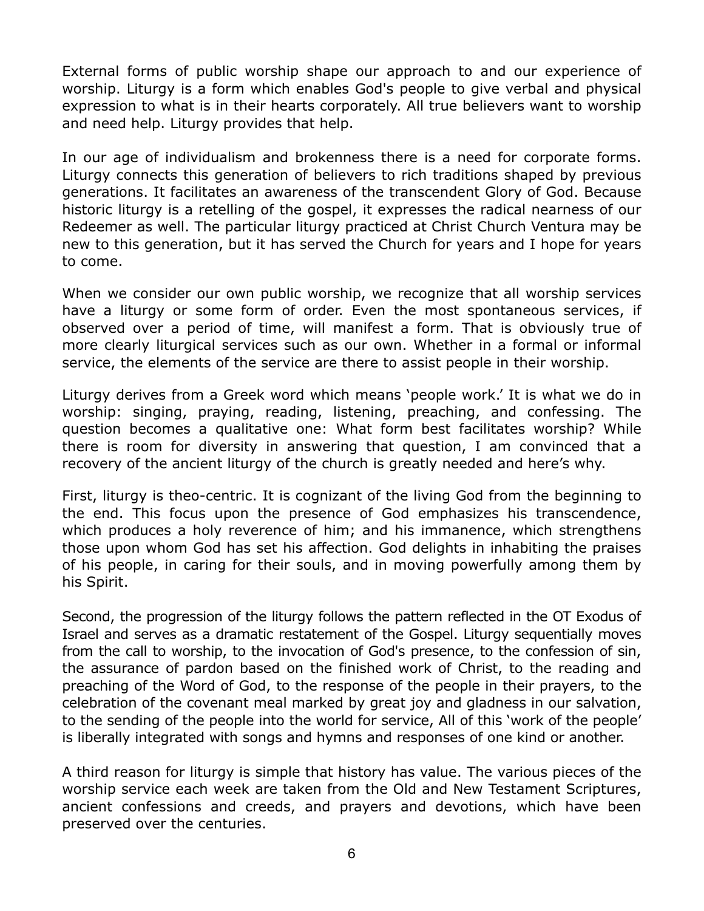External forms of public worship shape our approach to and our experience of worship. Liturgy is a form which enables God's people to give verbal and physical expression to what is in their hearts corporately. All true believers want to worship and need help. Liturgy provides that help.

In our age of individualism and brokenness there is a need for corporate forms. Liturgy connects this generation of believers to rich traditions shaped by previous generations. It facilitates an awareness of the transcendent Glory of God. Because historic liturgy is a retelling of the gospel, it expresses the radical nearness of our Redeemer as well. The particular liturgy practiced at Christ Church Ventura may be new to this generation, but it has served the Church for years and I hope for years to come.

When we consider our own public worship, we recognize that all worship services have a liturgy or some form of order. Even the most spontaneous services, if observed over a period of time, will manifest a form. That is obviously true of more clearly liturgical services such as our own. Whether in a formal or informal service, the elements of the service are there to assist people in their worship.

Liturgy derives from a Greek word which means 'people work.' It is what we do in worship: singing, praying, reading, listening, preaching, and confessing. The question becomes a qualitative one: What form best facilitates worship? While there is room for diversity in answering that question, I am convinced that a recovery of the ancient liturgy of the church is greatly needed and here's why.

First, liturgy is theo-centric. It is cognizant of the living God from the beginning to the end. This focus upon the presence of God emphasizes his transcendence, which produces a holy reverence of him; and his immanence, which strengthens those upon whom God has set his affection. God delights in inhabiting the praises of his people, in caring for their souls, and in moving powerfully among them by his Spirit.

Second, the progression of the liturgy follows the pattern reflected in the OT Exodus of Israel and serves as a dramatic restatement of the Gospel. Liturgy sequentially moves from the call to worship, to the invocation of God's presence, to the confession of sin, the assurance of pardon based on the finished work of Christ, to the reading and preaching of the Word of God, to the response of the people in their prayers, to the celebration of the covenant meal marked by great joy and gladness in our salvation, to the sending of the people into the world for service, All of this 'work of the people' is liberally integrated with songs and hymns and responses of one kind or another.

A third reason for liturgy is simple that history has value. The various pieces of the worship service each week are taken from the Old and New Testament Scriptures, ancient confessions and creeds, and prayers and devotions, which have been preserved over the centuries.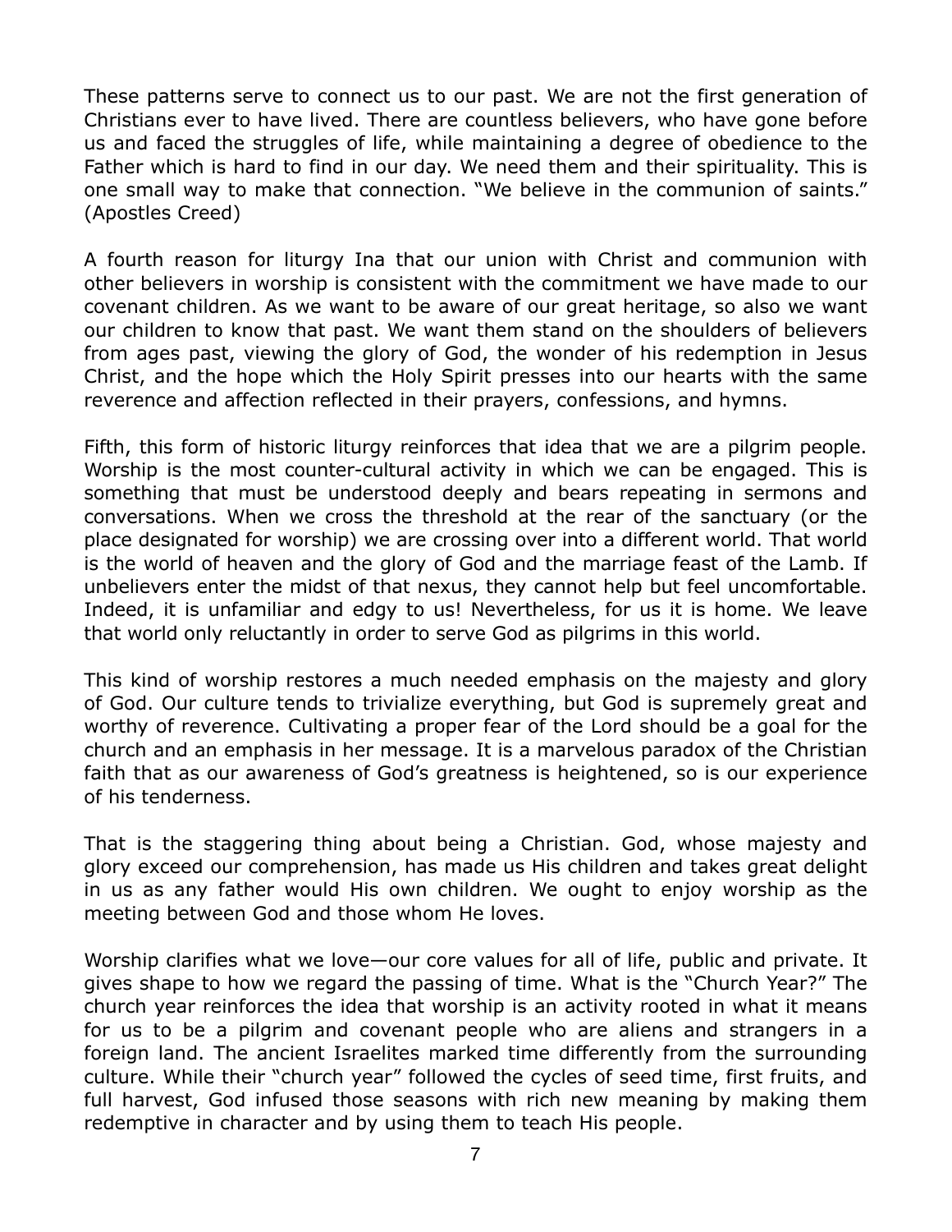These patterns serve to connect us to our past. We are not the first generation of Christians ever to have lived. There are countless believers, who have gone before us and faced the struggles of life, while maintaining a degree of obedience to the Father which is hard to find in our day. We need them and their spirituality. This is one small way to make that connection. "We believe in the communion of saints." (Apostles Creed)

A fourth reason for liturgy Ina that our union with Christ and communion with other believers in worship is consistent with the commitment we have made to our covenant children. As we want to be aware of our great heritage, so also we want our children to know that past. We want them stand on the shoulders of believers from ages past, viewing the glory of God, the wonder of his redemption in Jesus Christ, and the hope which the Holy Spirit presses into our hearts with the same reverence and affection reflected in their prayers, confessions, and hymns.

Fifth, this form of historic liturgy reinforces that idea that we are a pilgrim people. Worship is the most counter-cultural activity in which we can be engaged. This is something that must be understood deeply and bears repeating in sermons and conversations. When we cross the threshold at the rear of the sanctuary (or the place designated for worship) we are crossing over into a different world. That world is the world of heaven and the glory of God and the marriage feast of the Lamb. If unbelievers enter the midst of that nexus, they cannot help but feel uncomfortable. Indeed, it is unfamiliar and edgy to us! Nevertheless, for us it is home. We leave that world only reluctantly in order to serve God as pilgrims in this world.

This kind of worship restores a much needed emphasis on the majesty and glory of God. Our culture tends to trivialize everything, but God is supremely great and worthy of reverence. Cultivating a proper fear of the Lord should be a goal for the church and an emphasis in her message. It is a marvelous paradox of the Christian faith that as our awareness of God's greatness is heightened, so is our experience of his tenderness.

That is the staggering thing about being a Christian. God, whose majesty and glory exceed our comprehension, has made us His children and takes great delight in us as any father would His own children. We ought to enjoy worship as the meeting between God and those whom He loves.

Worship clarifies what we love—our core values for all of life, public and private. It gives shape to how we regard the passing of time. What is the "Church Year?" The church year reinforces the idea that worship is an activity rooted in what it means for us to be a pilgrim and covenant people who are aliens and strangers in a foreign land. The ancient Israelites marked time differently from the surrounding culture. While their "church year" followed the cycles of seed time, first fruits, and full harvest, God infused those seasons with rich new meaning by making them redemptive in character and by using them to teach His people.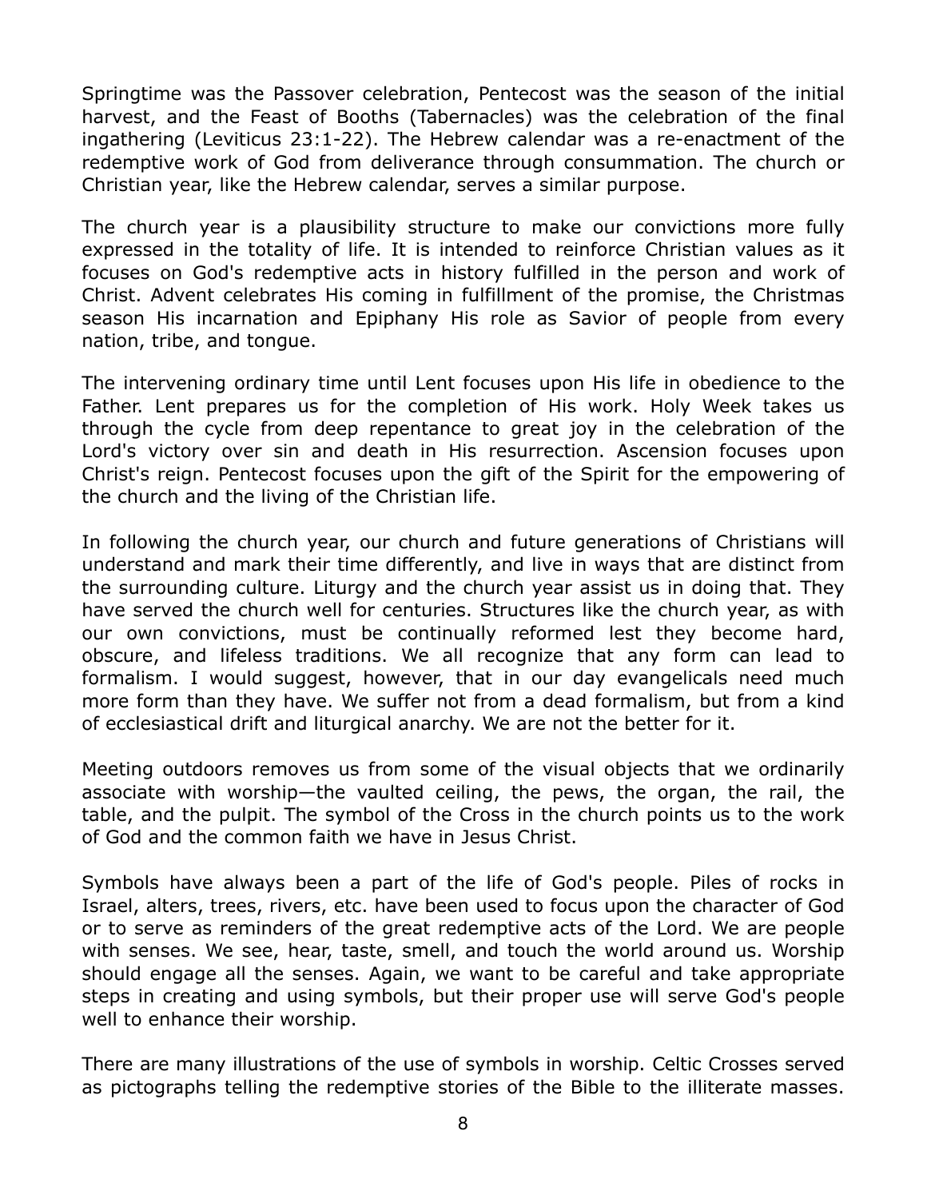Springtime was the Passover celebration, Pentecost was the season of the initial harvest, and the Feast of Booths (Tabernacles) was the celebration of the final ingathering (Leviticus 23:1-22). The Hebrew calendar was a re-enactment of the redemptive work of God from deliverance through consummation. The church or Christian year, like the Hebrew calendar, serves a similar purpose.

The church year is a plausibility structure to make our convictions more fully expressed in the totality of life. It is intended to reinforce Christian values as it focuses on God's redemptive acts in history fulfilled in the person and work of Christ. Advent celebrates His coming in fulfillment of the promise, the Christmas season His incarnation and Epiphany His role as Savior of people from every nation, tribe, and tongue.

The intervening ordinary time until Lent focuses upon His life in obedience to the Father. Lent prepares us for the completion of His work. Holy Week takes us through the cycle from deep repentance to great joy in the celebration of the Lord's victory over sin and death in His resurrection. Ascension focuses upon Christ's reign. Pentecost focuses upon the gift of the Spirit for the empowering of the church and the living of the Christian life.

In following the church year, our church and future generations of Christians will understand and mark their time differently, and live in ways that are distinct from the surrounding culture. Liturgy and the church year assist us in doing that. They have served the church well for centuries. Structures like the church year, as with our own convictions, must be continually reformed lest they become hard, obscure, and lifeless traditions. We all recognize that any form can lead to formalism. I would suggest, however, that in our day evangelicals need much more form than they have. We suffer not from a dead formalism, but from a kind of ecclesiastical drift and liturgical anarchy. We are not the better for it.

Meeting outdoors removes us from some of the visual objects that we ordinarily associate with worship—the vaulted ceiling, the pews, the organ, the rail, the table, and the pulpit. The symbol of the Cross in the church points us to the work of God and the common faith we have in Jesus Christ.

Symbols have always been a part of the life of God's people. Piles of rocks in Israel, alters, trees, rivers, etc. have been used to focus upon the character of God or to serve as reminders of the great redemptive acts of the Lord. We are people with senses. We see, hear, taste, smell, and touch the world around us. Worship should engage all the senses. Again, we want to be careful and take appropriate steps in creating and using symbols, but their proper use will serve God's people well to enhance their worship.

There are many illustrations of the use of symbols in worship. Celtic Crosses served as pictographs telling the redemptive stories of the Bible to the illiterate masses.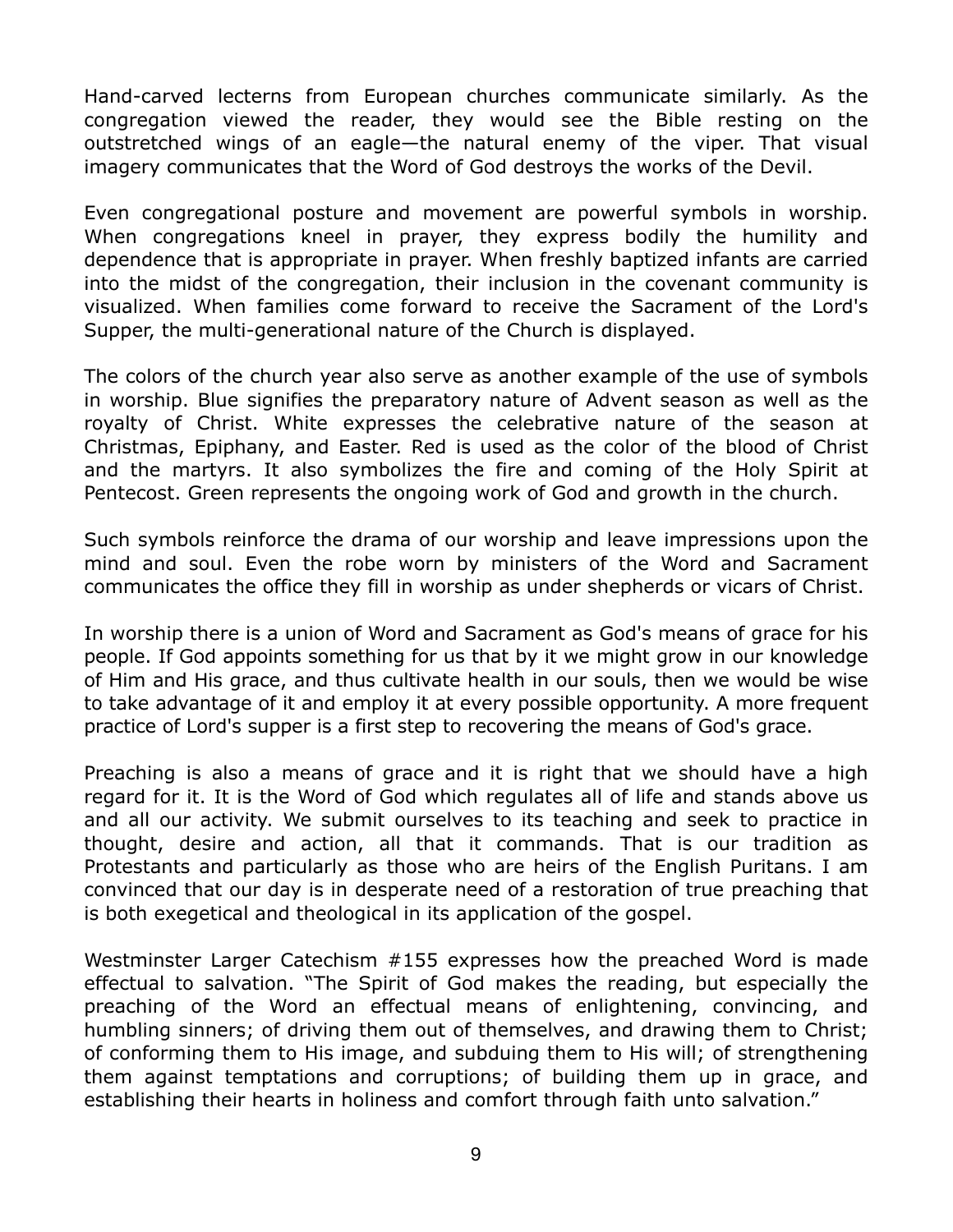Hand-carved lecterns from European churches communicate similarly. As the congregation viewed the reader, they would see the Bible resting on the outstretched wings of an eagle—the natural enemy of the viper. That visual imagery communicates that the Word of God destroys the works of the Devil.

Even congregational posture and movement are powerful symbols in worship. When congregations kneel in prayer, they express bodily the humility and dependence that is appropriate in prayer. When freshly baptized infants are carried into the midst of the congregation, their inclusion in the covenant community is visualized. When families come forward to receive the Sacrament of the Lord's Supper, the multi-generational nature of the Church is displayed.

The colors of the church year also serve as another example of the use of symbols in worship. Blue signifies the preparatory nature of Advent season as well as the royalty of Christ. White expresses the celebrative nature of the season at Christmas, Epiphany, and Easter. Red is used as the color of the blood of Christ and the martyrs. It also symbolizes the fire and coming of the Holy Spirit at Pentecost. Green represents the ongoing work of God and growth in the church.

Such symbols reinforce the drama of our worship and leave impressions upon the mind and soul. Even the robe worn by ministers of the Word and Sacrament communicates the office they fill in worship as under shepherds or vicars of Christ.

In worship there is a union of Word and Sacrament as God's means of grace for his people. If God appoints something for us that by it we might grow in our knowledge of Him and His grace, and thus cultivate health in our souls, then we would be wise to take advantage of it and employ it at every possible opportunity. A more frequent practice of Lord's supper is a first step to recovering the means of God's grace.

Preaching is also a means of grace and it is right that we should have a high regard for it. It is the Word of God which regulates all of life and stands above us and all our activity. We submit ourselves to its teaching and seek to practice in thought, desire and action, all that it commands. That is our tradition as Protestants and particularly as those who are heirs of the English Puritans. I am convinced that our day is in desperate need of a restoration of true preaching that is both exegetical and theological in its application of the gospel.

Westminster Larger Catechism #155 expresses how the preached Word is made effectual to salvation. "The Spirit of God makes the reading, but especially the preaching of the Word an effectual means of enlightening, convincing, and humbling sinners; of driving them out of themselves, and drawing them to Christ; of conforming them to His image, and subduing them to His will; of strengthening them against temptations and corruptions; of building them up in grace, and establishing their hearts in holiness and comfort through faith unto salvation."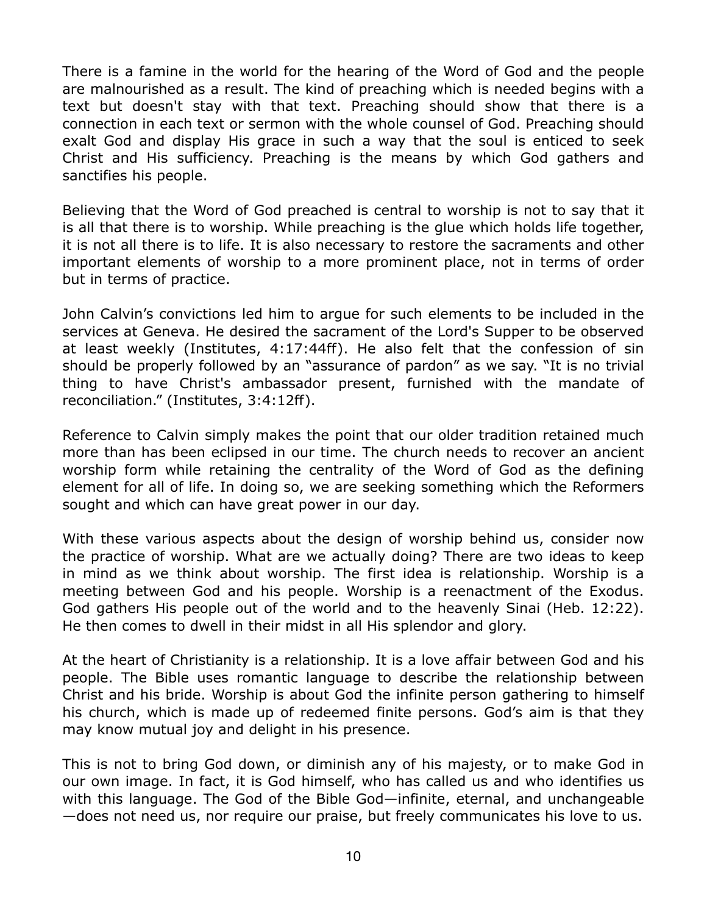There is a famine in the world for the hearing of the Word of God and the people are malnourished as a result. The kind of preaching which is needed begins with a text but doesn't stay with that text. Preaching should show that there is a connection in each text or sermon with the whole counsel of God. Preaching should exalt God and display His grace in such a way that the soul is enticed to seek Christ and His sufficiency. Preaching is the means by which God gathers and sanctifies his people.

Believing that the Word of God preached is central to worship is not to say that it is all that there is to worship. While preaching is the glue which holds life together, it is not all there is to life. It is also necessary to restore the sacraments and other important elements of worship to a more prominent place, not in terms of order but in terms of practice.

John Calvin's convictions led him to argue for such elements to be included in the services at Geneva. He desired the sacrament of the Lord's Supper to be observed at least weekly (Institutes, 4:17:44ff). He also felt that the confession of sin should be properly followed by an "assurance of pardon" as we say. "It is no trivial thing to have Christ's ambassador present, furnished with the mandate of reconciliation." (Institutes, 3:4:12ff).

Reference to Calvin simply makes the point that our older tradition retained much more than has been eclipsed in our time. The church needs to recover an ancient worship form while retaining the centrality of the Word of God as the defining element for all of life. In doing so, we are seeking something which the Reformers sought and which can have great power in our day.

With these various aspects about the design of worship behind us, consider now the practice of worship. What are we actually doing? There are two ideas to keep in mind as we think about worship. The first idea is relationship. Worship is a meeting between God and his people. Worship is a reenactment of the Exodus. God gathers His people out of the world and to the heavenly Sinai (Heb. 12:22). He then comes to dwell in their midst in all His splendor and glory.

At the heart of Christianity is a relationship. It is a love affair between God and his people. The Bible uses romantic language to describe the relationship between Christ and his bride. Worship is about God the infinite person gathering to himself his church, which is made up of redeemed finite persons. God's aim is that they may know mutual joy and delight in his presence.

This is not to bring God down, or diminish any of his majesty, or to make God in our own image. In fact, it is God himself, who has called us and who identifies us with this language. The God of the Bible God—infinite, eternal, and unchangeable—does not need us, nor require our praise, but freely communicates his love to us.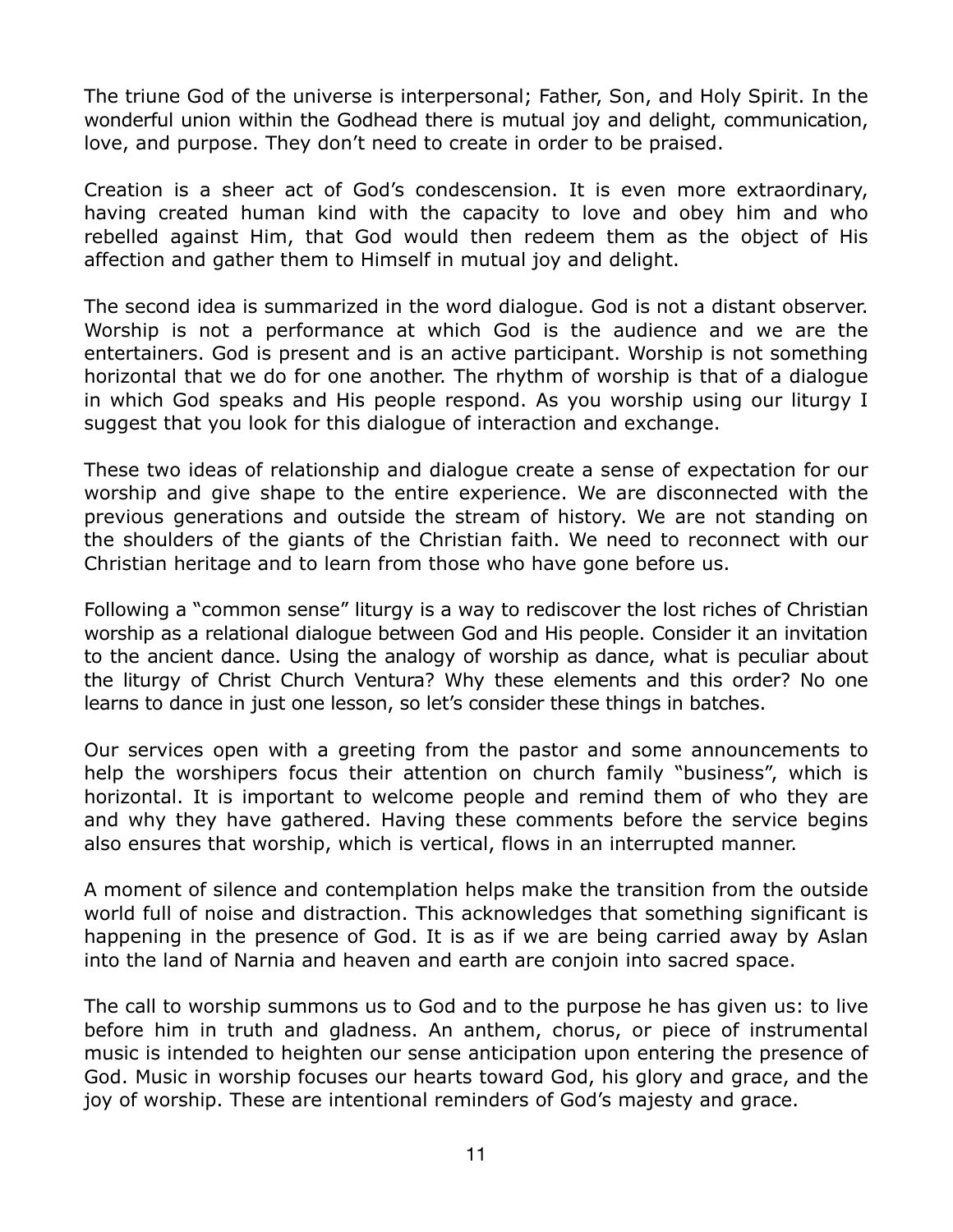The triune God of the universe is interpersonal; Father, Son, and Holy Spirit. In the wonderful union within the Godhead there is mutual joy and delight, communication, love, and purpose. They don't need to create in order to be praised.

Creation is a sheer act of God's condescension. It is even more extraordinary, having created human kind with the capacity to love and obey him and who rebelled against Him, that God would then redeem them as the object of His affection and gather them to Himself in mutual joy and delight.

The second idea is summarized in the word dialogue. God is not a distant observer. Worship is not a performance at which God is the audience and we are the entertainers. God is present and is an active participant. Worship is not something horizontal that we do for one another. The rhythm of worship is that of a dialogue in which God speaks and His people respond. As you worship using our liturgy I suggest that you look for this dialogue of interaction and exchange.

These two ideas of relationship and dialogue create a sense of expectation for our worship and give shape to the entire experience. We are disconnected with the previous generations and outside the stream of history. We are not standing on the shoulders of the giants of the Christian faith. We need to reconnect with our Christian heritage and to learn from those who have gone before us.

Following a "common sense" liturgy is a way to rediscover the lost riches of Christian worship as a relational dialogue between God and His people. Consider it an invitation to the ancient dance. Using the analogy of worship as dance, what is peculiar about the liturgy of Christ Church Ventura? Why these elements and this order? No one learns to dance in just one lesson, so let's consider these things in batches.

Our services open with a greeting from the pastor and some announcements to help the worshipers focus their attention on church family "business", which is horizontal. It is important to welcome people and remind them of who they are and why they have gathered. Having these comments before the service begins also ensures that worship, which is vertical, flows in an interrupted manner.

A moment of silence and contemplation helps make the transition from the outside world full of noise and distraction. This acknowledges that something significant is happening in the presence of God. It is as if we are being carried away by Aslan into the land of Narnia and heaven and earth are conjoin into sacred space.

The call to worship summons us to God and to the purpose he has given us: to live before him in truth and gladness. An anthem, chorus, or piece of instrumental music is intended to heighten our sense anticipation upon entering the presence of God. Music in worship focuses our hearts toward God, his glory and grace, and the joy of worship. These are intentional reminders of God's majesty and grace.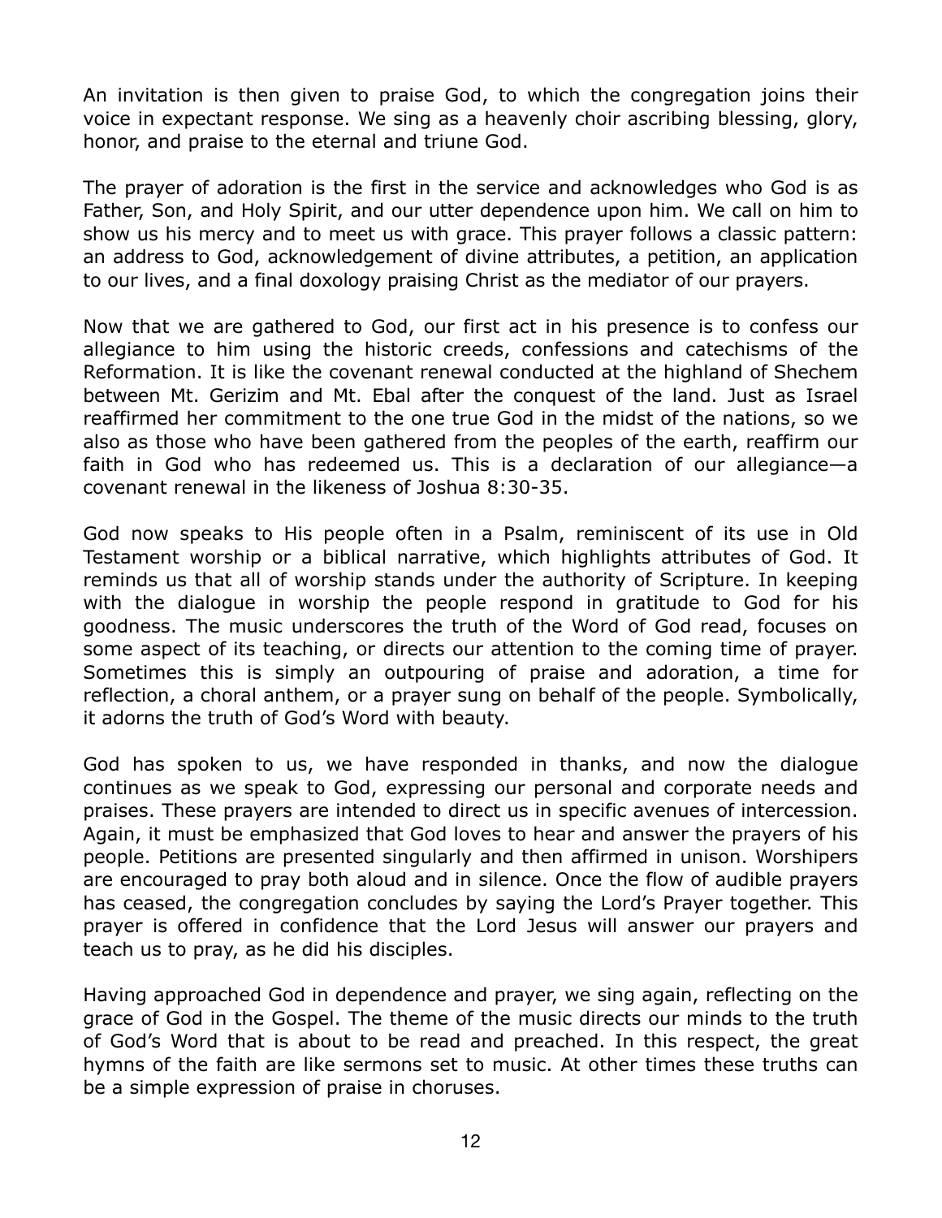An invitation is then given to praise God, to which the congregation joins their voice in expectant response. We sing as a heavenly choir ascribing blessing, glory, honor, and praise to the eternal and triune God.

The prayer of adoration is the first in the service and acknowledges who God is as Father, Son, and Holy Spirit, and our utter dependence upon him. We call on him to show us his mercy and to meet us with grace. This prayer follows a classic pattern: an address to God, acknowledgement of divine attributes, a petition, an application to our lives, and a final doxology praising Christ as the mediator of our prayers.

Now that we are gathered to God, our first act in his presence is to confess our allegiance to him using the historic creeds, confessions and catechisms of the Reformation. It is like the covenant renewal conducted at the highland of Shechem between Mt. Gerizim and Mt. Ebal after the conquest of the land. Just as Israel reaffirmed her commitment to the one true God in the midst of the nations, so we also as those who have been gathered from the peoples of the earth, reaffirm our faith in God who has redeemed us. This is a declaration of our allegiance—a covenant renewal in the likeness of Joshua 8:30-35.

God now speaks to His people often in a Psalm, reminiscent of its use in Old Testament worship or a biblical narrative, which highlights attributes of God. It reminds us that all of worship stands under the authority of Scripture. In keeping with the dialogue in worship the people respond in gratitude to God for his goodness. The music underscores the truth of the Word of God read, focuses on some aspect of its teaching, or directs our attention to the coming time of prayer. Sometimes this is simply an outpouring of praise and adoration, a time for reflection, a choral anthem, or a prayer sung on behalf of the people. Symbolically, it adorns the truth of God's Word with beauty.

God has spoken to us, we have responded in thanks, and now the dialogue continues as we speak to God, expressing our personal and corporate needs and praises. These prayers are intended to direct us in specific avenues of intercession. Again, it must be emphasized that God loves to hear and answer the prayers of his people. Petitions are presented singularly and then affirmed in unison. Worshipers are encouraged to pray both aloud and in silence. Once the flow of audible prayers has ceased, the congregation concludes by saying the Lord's Prayer together. This prayer is offered in confidence that the Lord Jesus will answer our prayers and teach us to pray, as he did his disciples.

Having approached God in dependence and prayer, we sing again, reflecting on the grace of God in the Gospel. The theme of the music directs our minds to the truth of God's Word that is about to be read and preached. In this respect, the great hymns of the faith are like sermons set to music. At other times these truths can be a simple expression of praise in choruses.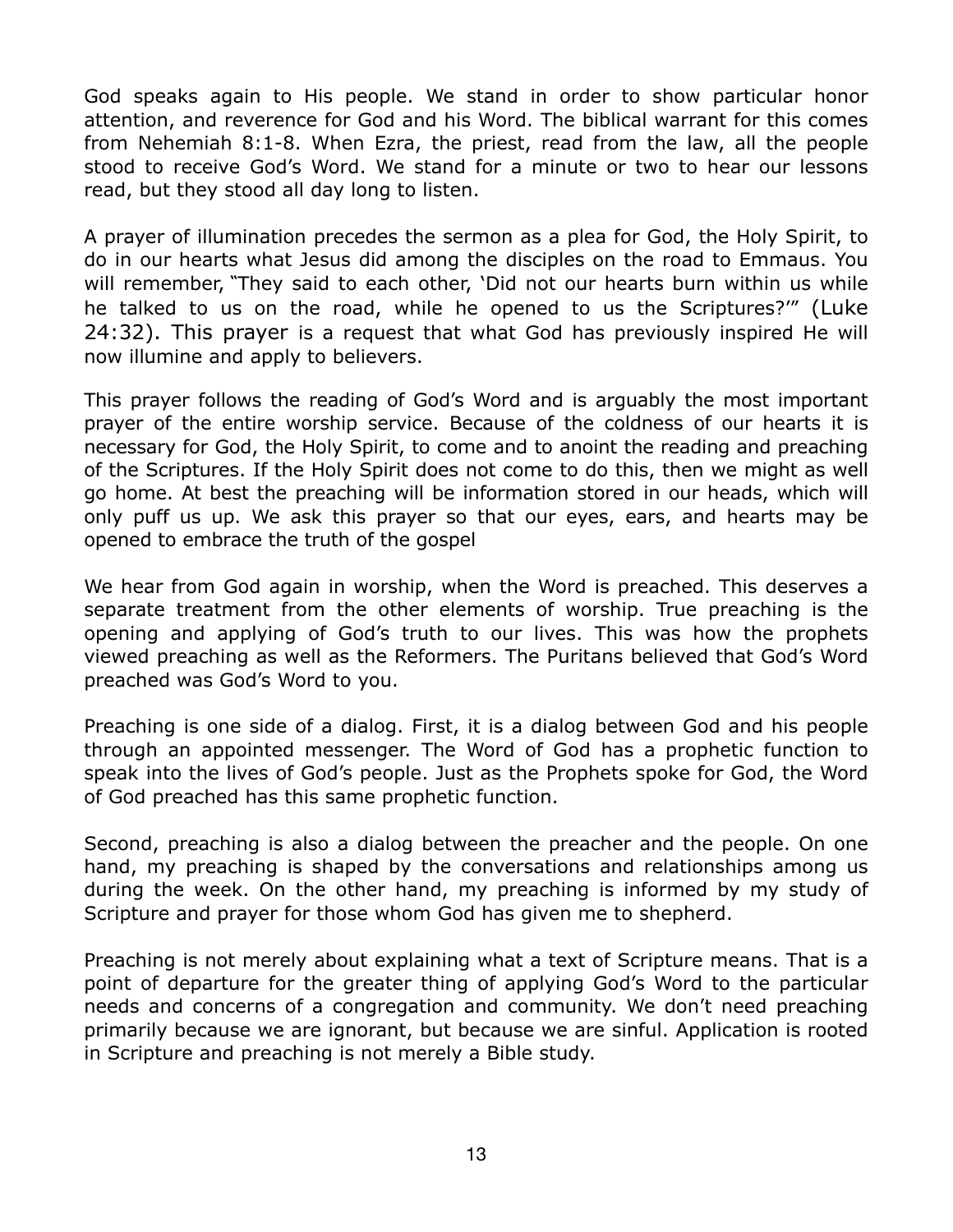God speaks again to His people. We stand in order to show particular honor attention, and reverence for God and his Word. The biblical warrant for this comes from Nehemiah 8:1-8. When Ezra, the priest, read from the law, all the people stood to receive God's Word. We stand for a minute or two to hear our lessons read, but they stood all day long to listen.

A prayer of illumination precedes the sermon as a plea for God, the Holy Spirit, to do in our hearts what Jesus did among the disciples on the road to Emmaus. You will remember, "They said to each other, 'Did not our hearts burn within us while he talked to us on the road, while he opened to us the Scriptures?'" (Luke 24:32). This prayer is a request that what God has previously inspired He will now illumine and apply to believers.

This prayer follows the reading of God's Word and is arguably the most important prayer of the entire worship service. Because of the coldness of our hearts it is necessary for God, the Holy Spirit, to come and to anoint the reading and preaching of the Scriptures. If the Holy Spirit does not come to do this, then we might as well go home. At best the preaching will be information stored in our heads, which will only puff us up. We ask this prayer so that our eyes, ears, and hearts may be opened to embrace the truth of the gospel

We hear from God again in worship, when the Word is preached. This deserves a separate treatment from the other elements of worship. True preaching is the opening and applying of God's truth to our lives. This was how the prophets viewed preaching as well as the Reformers. The Puritans believed that God's Word preached was God's Word to you.

Preaching is one side of a dialog. First, it is a dialog between God and his people through an appointed messenger. The Word of God has a prophetic function to speak into the lives of God's people. Just as the Prophets spoke for God, the Word of God preached has this same prophetic function.

Second, preaching is also a dialog between the preacher and the people. On one hand, my preaching is shaped by the conversations and relationships among us during the week. On the other hand, my preaching is informed by my study of Scripture and prayer for those whom God has given me to shepherd.

Preaching is not merely about explaining what a text of Scripture means. That is a point of departure for the greater thing of applying God's Word to the particular needs and concerns of a congregation and community. We don't need preaching primarily because we are ignorant, but because we are sinful. Application is rooted in Scripture and preaching is not merely a Bible study.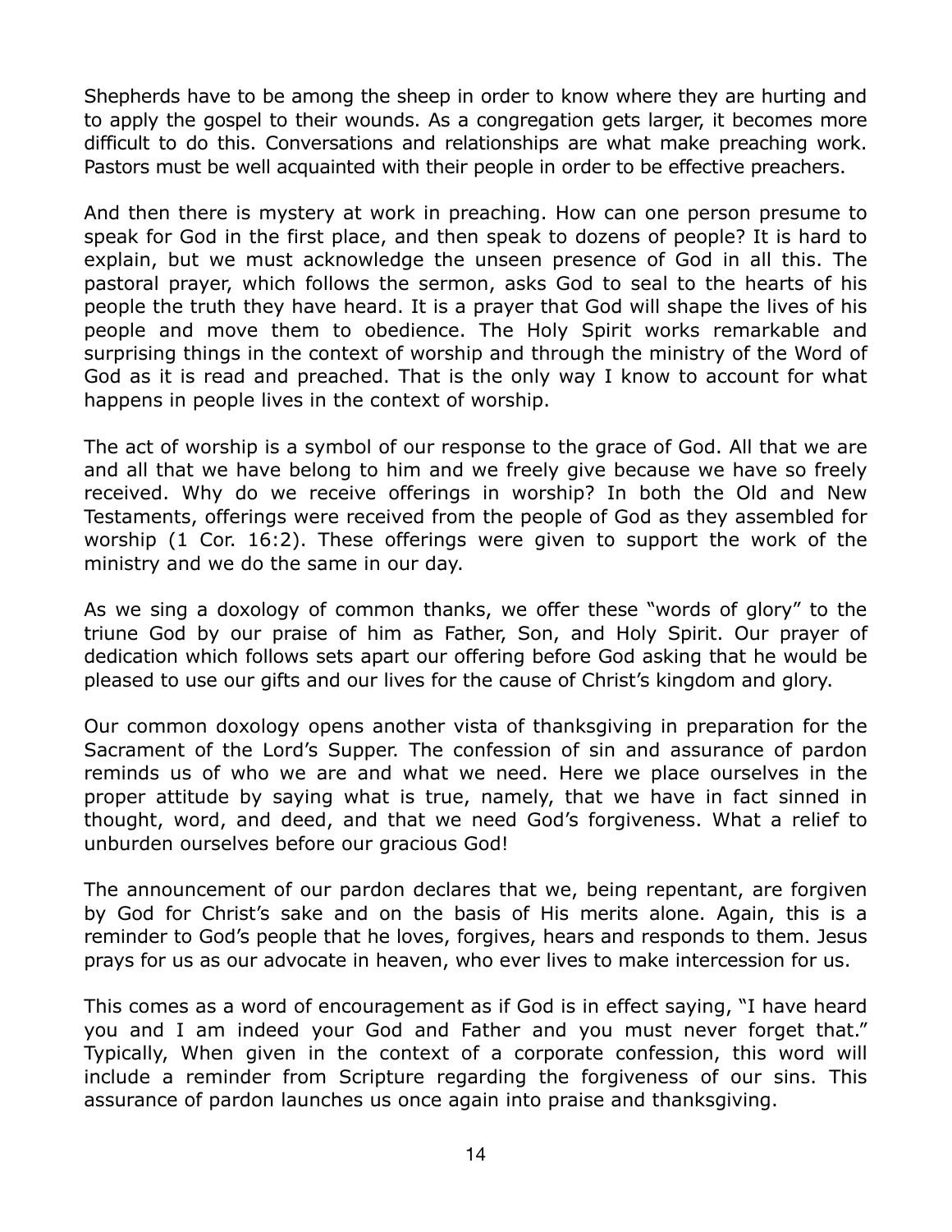Shepherds have to be among the sheep in order to know where they are hurting and to apply the gospel to their wounds. As a congregation gets larger, it becomes more difficult to do this. Conversations and relationships are what make preaching work. Pastors must be well acquainted with their people in order to be effective preachers.

And then there is mystery at work in preaching. How can one person presume to speak for God in the first place, and then speak to dozens of people? It is hard to explain, but we must acknowledge the unseen presence of God in all this. The pastoral prayer, which follows the sermon, asks God to seal to the hearts of his people the truth they have heard. It is a prayer that God will shape the lives of his people and move them to obedience. The Holy Spirit works remarkable and surprising things in the context of worship and through the ministry of the Word of God as it is read and preached. That is the only way I know to account for what happens in people lives in the context of worship.

The act of worship is a symbol of our response to the grace of God. All that we are and all that we have belong to him and we freely give because we have so freely received. Why do we receive offerings in worship? In both the Old and New Testaments, offerings were received from the people of God as they assembled for worship (1 Cor. 16:2). These offerings were given to support the work of the ministry and we do the same in our day.

As we sing a doxology of common thanks, we offer these "words of glory" to the triune God by our praise of him as Father, Son, and Holy Spirit. Our prayer of dedication which follows sets apart our offering before God asking that he would be pleased to use our gifts and our lives for the cause of Christ's kingdom and glory.

Our common doxology opens another vista of thanksgiving in preparation for the Sacrament of the Lord's Supper. The confession of sin and assurance of pardon reminds us of who we are and what we need. Here we place ourselves in the proper attitude by saying what is true, namely, that we have in fact sinned in thought, word, and deed, and that we need God's forgiveness. What a relief to unburden ourselves before our gracious God!

The announcement of our pardon declares that we, being repentant, are forgiven by God for Christ's sake and on the basis of His merits alone. Again, this is a reminder to God's people that he loves, forgives, hears and responds to them. Jesus prays for us as our advocate in heaven, who ever lives to make intercession for us.

This comes as a word of encouragement as if God is in effect saying, "I have heard you and I am indeed your God and Father and you must never forget that." Typically, When given in the context of a corporate confession, this word will include a reminder from Scripture regarding the forgiveness of our sins. This assurance of pardon launches us once again into praise and thanksgiving.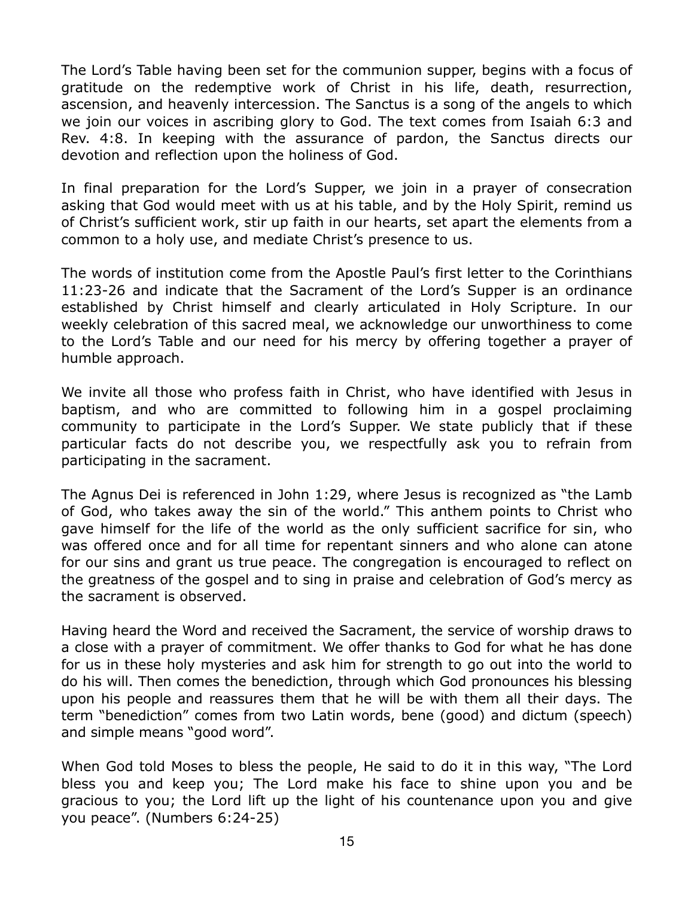The Lord's Table having been set for the communion supper, begins with a focus of gratitude on the redemptive work of Christ in his life, death, resurrection, ascension, and heavenly intercession. The Sanctus is a song of the angels to which we join our voices in ascribing glory to God. The text comes from Isaiah 6:3 and Rev. 4:8. In keeping with the assurance of pardon, the Sanctus directs our devotion and reflection upon the holiness of God.

In final preparation for the Lord's Supper, we join in a prayer of consecration asking that God would meet with us at his table, and by the Holy Spirit, remind us of Christ's sufficient work, stir up faith in our hearts, set apart the elements from a common to a holy use, and mediate Christ's presence to us.

The words of institution come from the Apostle Paul's first letter to the Corinthians 11:23-26 and indicate that the Sacrament of the Lord's Supper is an ordinance established by Christ himself and clearly articulated in Holy Scripture. In our weekly celebration of this sacred meal, we acknowledge our unworthiness to come to the Lord's Table and our need for his mercy by offering together a prayer of humble approach.

We invite all those who profess faith in Christ, who have identified with Jesus in baptism, and who are committed to following him in a gospel proclaiming community to participate in the Lord's Supper. We state publicly that if these particular facts do not describe you, we respectfully ask you to refrain from participating in the sacrament.

The Agnus Dei is referenced in John 1:29, where Jesus is recognized as "the Lamb of God, who takes away the sin of the world." This anthem points to Christ who gave himself for the life of the world as the only sufficient sacrifice for sin, who was offered once and for all time for repentant sinners and who alone can atone for our sins and grant us true peace. The congregation is encouraged to reflect on the greatness of the gospel and to sing in praise and celebration of God's mercy as the sacrament is observed.

Having heard the Word and received the Sacrament, the service of worship draws to a close with a prayer of commitment. We offer thanks to God for what he has done for us in these holy mysteries and ask him for strength to go out into the world to do his will. Then comes the benediction, through which God pronounces his blessing upon his people and reassures them that he will be with them all their days. The term "benediction" comes from two Latin words, bene (good) and dictum (speech) and simple means "good word".

When God told Moses to bless the people, He said to do it in this way, "The Lord bless you and keep you; The Lord make his face to shine upon you and be gracious to you; the Lord lift up the light of his countenance upon you and give you peace". (Numbers 6:24-25)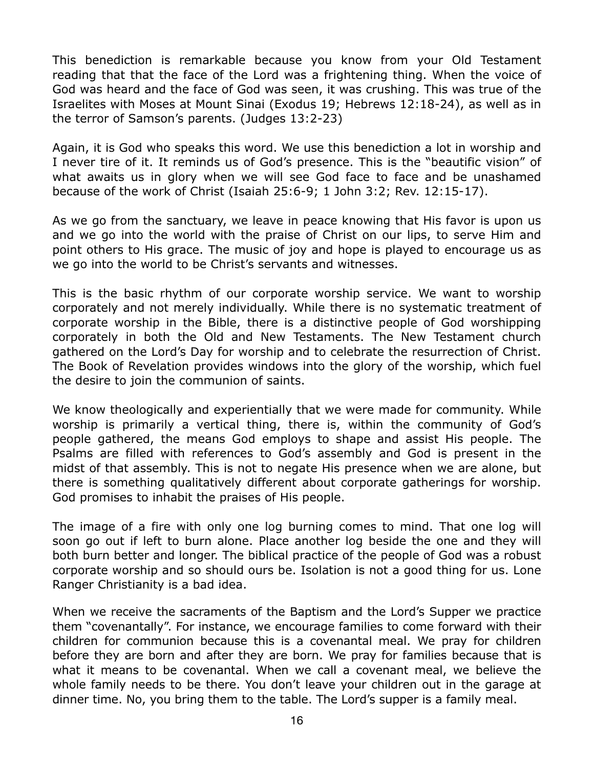This benediction is remarkable because you know from your Old Testament reading that that the face of the Lord was a frightening thing. When the voice of God was heard and the face of God was seen, it was crushing. This was true of the Israelites with Moses at Mount Sinai (Exodus 19; Hebrews 12:18-24), as well as in the terror of Samson's parents. (Judges 13:2-23)

Again, it is God who speaks this word. We use this benediction a lot in worship and I never tire of it. It reminds us of God's presence. This is the "beautific vision" of what awaits us in glory when we will see God face to face and be unashamed because of the work of Christ (Isaiah 25:6-9; 1 John 3:2; Rev. 12:15-17).

As we go from the sanctuary, we leave in peace knowing that His favor is upon us and we go into the world with the praise of Christ on our lips, to serve Him and point others to His grace. The music of joy and hope is played to encourage us as we go into the world to be Christ's servants and witnesses.

This is the basic rhythm of our corporate worship service. We want to worship corporately and not merely individually. While there is no systematic treatment of corporate worship in the Bible, there is a distinctive people of God worshipping corporately in both the Old and New Testaments. The New Testament church gathered on the Lord's Day for worship and to celebrate the resurrection of Christ. The Book of Revelation provides windows into the glory of the worship, which fuel the desire to join the communion of saints.

We know theologically and experientially that we were made for community. While worship is primarily a vertical thing, there is, within the community of God's people gathered, the means God employs to shape and assist His people. The Psalms are filled with references to God's assembly and God is present in the midst of that assembly. This is not to negate His presence when we are alone, but there is something qualitatively different about corporate gatherings for worship. God promises to inhabit the praises of His people.

The image of a fire with only one log burning comes to mind. That one log will soon go out if left to burn alone. Place another log beside the one and they will both burn better and longer. The biblical practice of the people of God was a robust corporate worship and so should ours be. Isolation is not a good thing for us. Lone Ranger Christianity is a bad idea.

When we receive the sacraments of the Baptism and the Lord's Supper we practice them "covenantally". For instance, we encourage families to come forward with their children for communion because this is a covenantal meal. We pray for children before they are born and after they are born. We pray for families because that is what it means to be covenantal. When we call a covenant meal, we believe the whole family needs to be there. You don't leave your children out in the garage at dinner time. No, you bring them to the table. The Lord's supper is a family meal.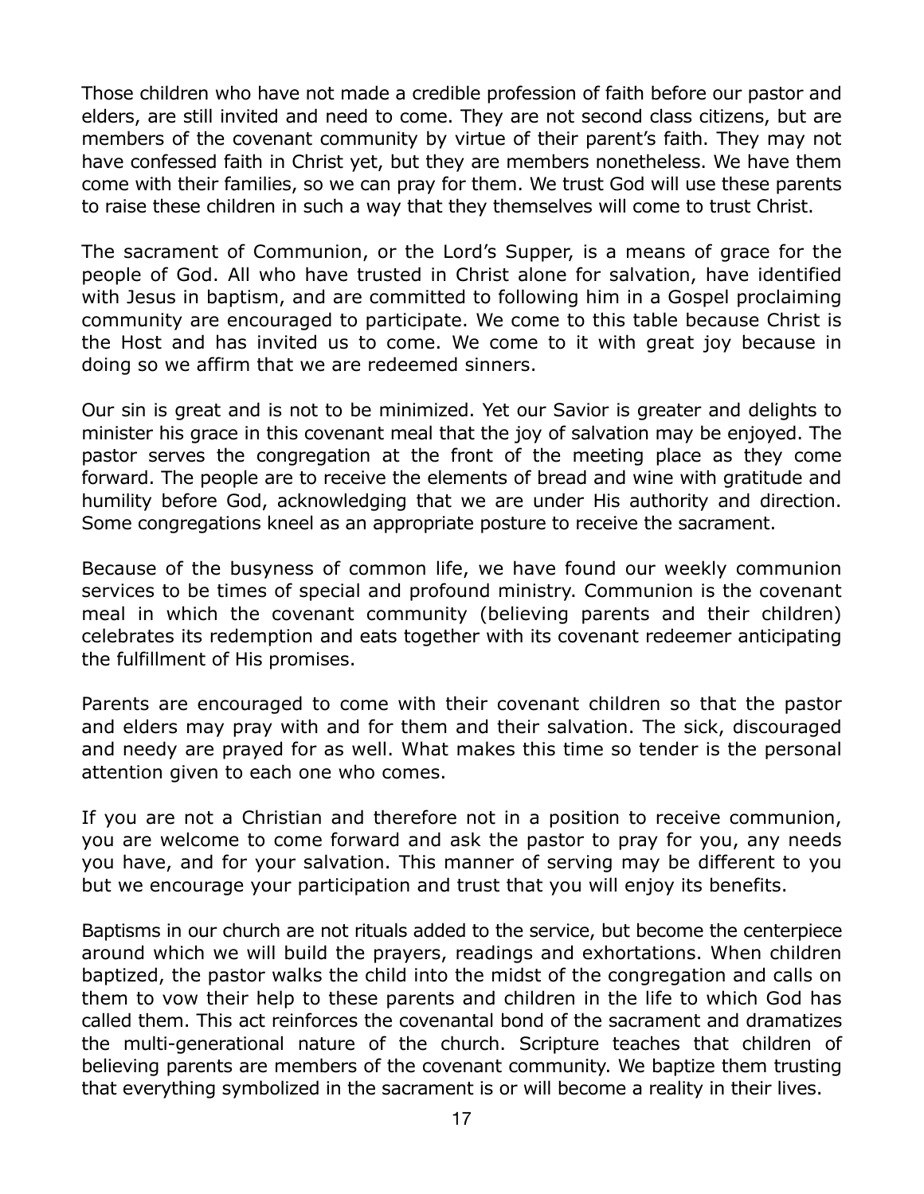Those children who have not made a credible profession of faith before our pastor and elders, are still invited and need to come. They are not second class citizens, but are members of the covenant community by virtue of their parent's faith. They may not have confessed faith in Christ yet, but they are members nonetheless. We have them come with their families, so we can pray for them. We trust God will use these parents to raise these children in such a way that they themselves will come to trust Christ.

The sacrament of Communion, or the Lord's Supper, is a means of grace for the people of God. All who have trusted in Christ alone for salvation, have identified with Jesus in baptism, and are committed to following him in a Gospel proclaiming community are encouraged to participate. We come to this table because Christ is the Host and has invited us to come. We come to it with great joy because in doing so we affirm that we are redeemed sinners.

Our sin is great and is not to be minimized. Yet our Savior is greater and delights to minister his grace in this covenant meal that the joy of salvation may be enjoyed. The pastor serves the congregation at the front of the meeting place as they come forward. The people are to receive the elements of bread and wine with gratitude and humility before God, acknowledging that we are under His authority and direction. Some congregations kneel as an appropriate posture to receive the sacrament.

Because of the busyness of common life, we have found our weekly communion services to be times of special and profound ministry. Communion is the covenant meal in which the covenant community (believing parents and their children) celebrates its redemption and eats together with its covenant redeemer anticipating the fulfillment of His promises.

Parents are encouraged to come with their covenant children so that the pastor and elders may pray with and for them and their salvation. The sick, discouraged and needy are prayed for as well. What makes this time so tender is the personal attention given to each one who comes.

If you are not a Christian and therefore not in a position to receive communion, you are welcome to come forward and ask the pastor to pray for you, any needs you have, and for your salvation. This manner of serving may be different to you but we encourage your participation and trust that you will enjoy its benefits.

Baptisms in our church are not rituals added to the service, but become the centerpiece around which we will build the prayers, readings and exhortations. When children baptized, the pastor walks the child into the midst of the congregation and calls on them to vow their help to these parents and children in the life to which God has called them. This act reinforces the covenantal bond of the sacrament and dramatizes the multi-generational nature of the church. Scripture teaches that children of believing parents are members of the covenant community. We baptize them trusting that everything symbolized in the sacrament is or will become a reality in their lives.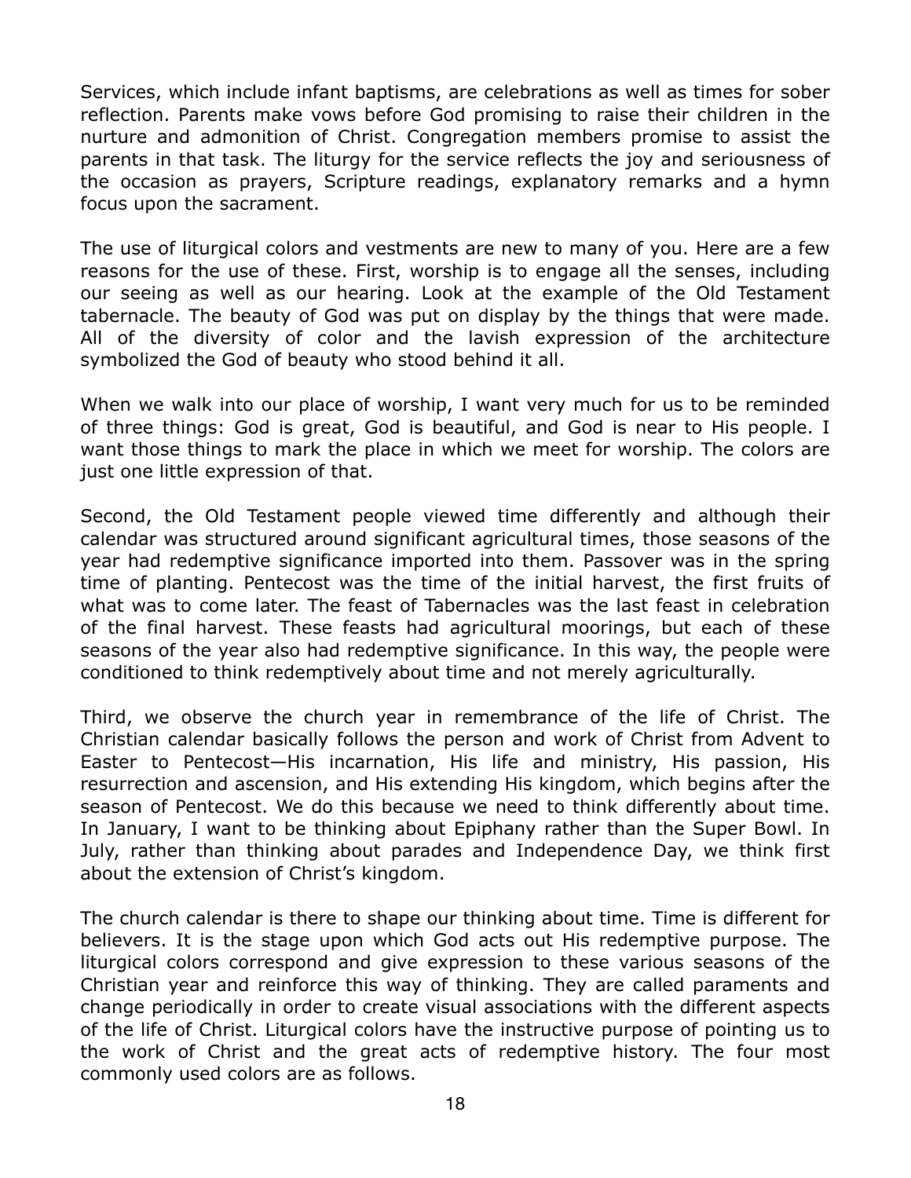Services, which include infant baptisms, are celebrations as well as times for sober reflection. Parents make vows before God promising to raise their children in the nurture and admonition of Christ. Congregation members promise to assist the parents in that task. The liturgy for the service reflects the joy and seriousness of the occasion as prayers, Scripture readings, explanatory remarks and a hymn focus upon the sacrament.

The use of liturgical colors and vestments are new to many of you. Here are a few reasons for the use of these. First, worship is to engage all the senses, including our seeing as well as our hearing. Look at the example of the Old Testament tabernacle. The beauty of God was put on display by the things that were made. All of the diversity of color and the lavish expression of the architecture symbolized the God of beauty who stood behind it all.

When we walk into our place of worship, I want very much for us to be reminded of three things: God is great, God is beautiful, and God is near to His people. I want those things to mark the place in which we meet for worship. The colors are just one little expression of that.

Second, the Old Testament people viewed time differently and although their calendar was structured around significant agricultural times, those seasons of the year had redemptive significance imported into them. Passover was in the spring time of planting. Pentecost was the time of the initial harvest, the first fruits of what was to come later. The feast of Tabernacles was the last feast in celebration of the final harvest. These feasts had agricultural moorings, but each of these seasons of the year also had redemptive significance. In this way, the people were conditioned to think redemptively about time and not merely agriculturally.

Third, we observe the church year in remembrance of the life of Christ. The Christian calendar basically follows the person and work of Christ from Advent to Easter to Pentecost—His incarnation, His life and ministry, His passion, His resurrection and ascension, and His extending His kingdom, which begins after the season of Pentecost. We do this because we need to think differently about time. In January, I want to be thinking about Epiphany rather than the Super Bowl. In July, rather than thinking about parades and Independence Day, we think first about the extension of Christ's kingdom.

The church calendar is there to shape our thinking about time. Time is different for believers. It is the stage upon which God acts out His redemptive purpose. The liturgical colors correspond and give expression to these various seasons of the Christian year and reinforce this way of thinking. They are called paraments and change periodically in order to create visual associations with the different aspects of the life of Christ. Liturgical colors have the instructive purpose of pointing us to the work of Christ and the great acts of redemptive history. The four most commonly used colors are as follows.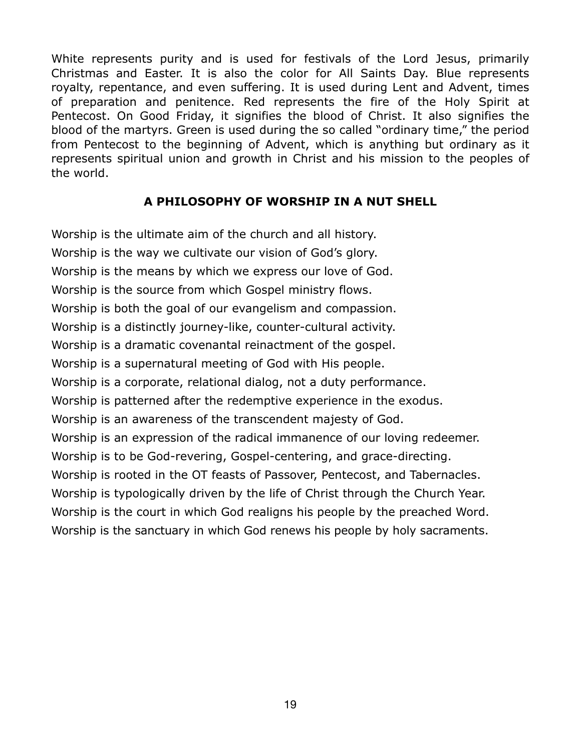White represents purity and is used for festivals of the Lord Jesus, primarily Christmas and Easter. It is also the color for All Saints Day. Blue represents royalty, repentance, and even suffering. It is used during Lent and Advent, times of preparation and penitence. Red represents the fire of the Holy Spirit at Pentecost. On Good Friday, it signifies the blood of Christ. It also signifies the blood of the martyrs. Green is used during the so called "ordinary time," the period from Pentecost to the beginning of Advent, which is anything but ordinary as it represents spiritual union and growth in Christ and his mission to the peoples of the world.

## A PHILOSOPHY OF WORSHIP IN A NUT SHELL

Worship is the ultimate aim of the church and all history.

Worship is the way we cultivate our vision of God's glory.

Worship is the means by which we express our love of God.

Worship is the source from which Gospel ministry flows.

Worship is both the goal of our evangelism and compassion.

Worship is a distinctly journey-like, counter-cultural activity.

Worship is a dramatic covenantal reinactment of the gospel.

Worship is a supernatural meeting of God with His people.

Worship is a corporate, relational dialog, not a duty performance.

Worship is patterned after the redemptive experience in the exodus.

Worship is an awareness of the transcendent majesty of God.

Worship is an expression of the radical immanence of our loving redeemer.

Worship is to be God-revering, Gospel-centering, and grace-directing.

Worship is rooted in the OT feasts of Passover, Pentecost, and Tabernacles.

Worship is typologically driven by the life of Christ through the Church Year.

Worship is the court in which God realigns his people by the preached Word.

Worship is the sanctuary in which God renews his people by holy sacraments.